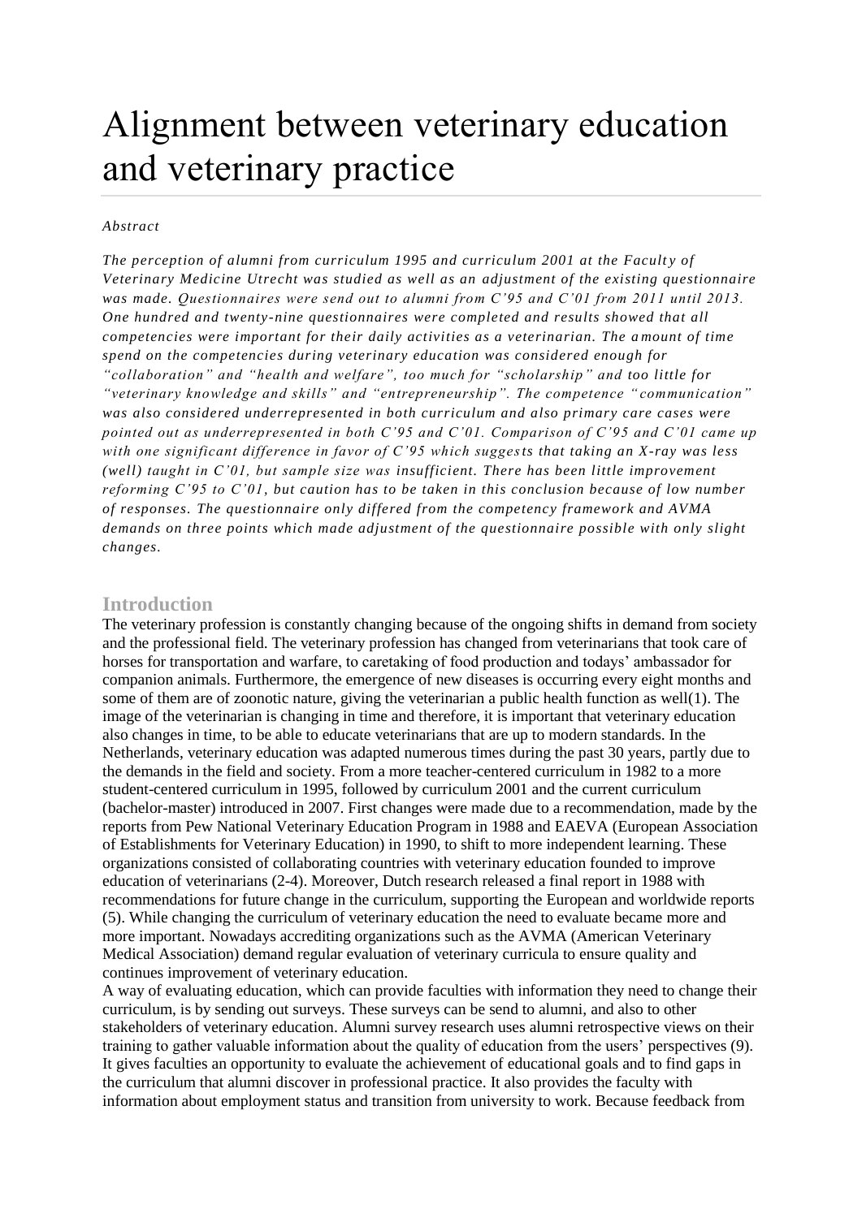# Alignment between veterinary education and veterinary practice

*Abstract*

*The perception of alumni from curriculum 1995 and curriculum 2001 at the Faculty of Veterinary Medicine Utrecht was studied as well as an adjustment of the existing questionnaire was made. Questionnaires were send out to alumni from C'95 and C'01 from 2011 until 2013. One hundred and twenty-nine questionnaires were completed and results showed that all competencies were important for their daily activities as a veterinarian. The amount of time spend on the competencies during veterinary education was considered enough for "collaboration" and "health and welfare", too much for "scholarship" and too little for "veterinary knowledge and skills" and "entrepreneurship". The competence "communication" was also considered underrepresented in both curriculum and also primary care cases were pointed out as underrepresented in both C'95 and C'01. Comparison of C'95 and C'01 came up with one significant difference in favor of C'95 which suggests that taking an X-ray was less (well) taught in C'01, but sample size was insufficient. There has been little improvement reforming C'95 to C'01, but caution has to be taken in this conclusion because of low number of responses. The questionnaire only differed from the competency framework and AVMA demands on three points which made adjustment of the questionnaire possible with only slight changes.*

## Introduction

The veterinary profession is constantly changing because of the ongoing shifts in demand from society and the professional field. The veterinary profession has changed from veterinarians that took care of horses for transportation and warfare, to caretaking of food production and todays' ambassador for companion animals. Furthermore, the emergence of new diseases is occurring every eight months and some of them are of zoonotic nature, giving the veterinarian a public health function as well(1). The image of the veterinarian is changing in time and therefore, it is important that veterinary education also changes in time, to be able to educate veterinarians that are up to modern standards. In the Netherlands, veterinary education was adapted numerous times during the past 30 years, partly due to the demands in the field and society. From a more teacher-centered curriculum in 1982 to a more student-centered curriculum in 1995, followed by curriculum 2001 and the current curriculum (bachelor-master) introduced in 2007. First changes were made due to a recommendation, made by the reports from Pew National Veterinary Education Program in 1988 and EAEVA (European Association of Establishments for Veterinary Education) in 1990, to shift to more independent learning. These organizations consisted of collaborating countries with veterinary education founded to improve education of veterinarians (2-4). Moreover, Dutch research released a final report in 1988 with recommendations for future change in the curriculum, supporting the European and worldwide reports (5). While changing the curriculum of veterinary education the need to evaluate became more and more important. Nowadays accrediting organizations such as the AVMA (American Veterinary Medical Association) demand regular evaluation of veterinary curricula to ensure quality and continues improvement of veterinary education.

A way of evaluating education, which can provide faculties with information they need to change their curriculum, is by sending out surveys. These surveys can be send to alumni, and also to other stakeholders of veterinary education. Alumni survey research uses alumni retrospective views on their training to gather valuable information about the quality of education from the users' perspectives (9). It gives faculties an opportunity to evaluate the achievement of educational goals and to find gaps in the curriculum that alumni discover in professional practice. It also provides the faculty with information about employment status and transition from university to work. Because feedback from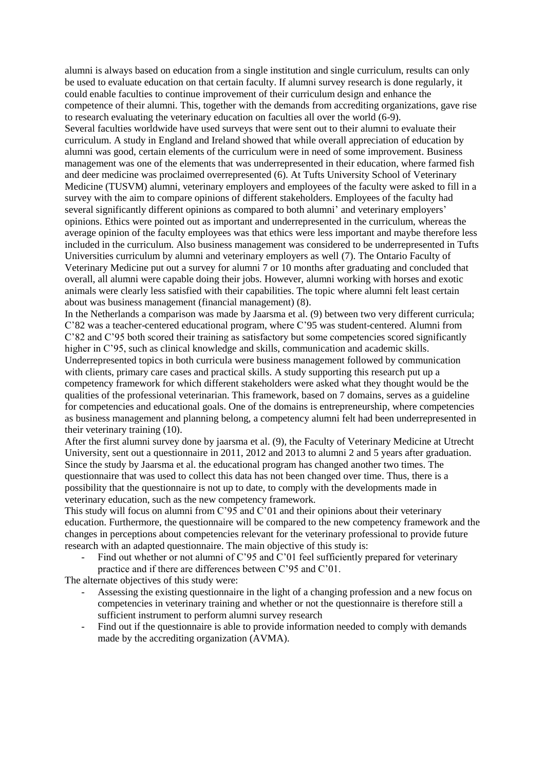alumni is always based on education from a single institution and single curriculum, results can only be used to evaluate education on that certain faculty. If alumni survey research is done regularly, it could enable faculties to continue improvement of their curriculum design and enhance the competence of their alumni. This, together with the demands from accrediting organizations, gave rise to research evaluating the veterinary education on faculties all over the world (6-9).

Several faculties worldwide have used surveys that were sent out to their alumni to evaluate their curriculum. A study in England and Ireland showed that while overall appreciation of education by alumni was good, certain elements of the curriculum were in need of some improvement. Business management was one of the elements that was underrepresented in their education, where farmed fish and deer medicine was proclaimed overrepresented (6). At Tufts University School of Veterinary Medicine (TUSVM) alumni, veterinary employers and employees of the faculty were asked to fill in a survey with the aim to compare opinions of different stakeholders. Employees of the faculty had several significantly different opinions as compared to both alumni' and veterinary employers' opinions. Ethics were pointed out as important and underrepresented in the curriculum, whereas the average opinion of the faculty employees was that ethics were less important and maybe therefore less included in the curriculum. Also business management was considered to be underrepresented in Tufts Universities curriculum by alumni and veterinary employers as well (7). The Ontario Faculty of Veterinary Medicine put out a survey for alumni 7 or 10 months after graduating and concluded that overall, all alumni were capable doing their jobs. However, alumni working with horses and exotic animals were clearly less satisfied with their capabilities. The topic where alumni felt least certain about was business management (financial management) (8).

In the Netherlands a comparison was made by Jaarsma et al. (9) between two very different curricula; C'82 was a teacher-centered educational program, where C'95 was student-centered. Alumni from C'82 and C'95 both scored their training as satisfactory but some competencies scored significantly higher in C'95, such as clinical knowledge and skills, communication and academic skills. Underrepresented topics in both curricula were business management followed by communication with clients, primary care cases and practical skills. A study supporting this research put up a competency framework for which different stakeholders were asked what they thought would be the qualities of the professional veterinarian. This framework, based on 7 domains, serves as a guideline for competencies and educational goals. One of the domains is entrepreneurship, where competencies as business management and planning belong, a competency alumni felt had been underrepresented in their veterinary training (10).

After the first alumni survey done by jaarsma et al. (9), the Faculty of Veterinary Medicine at Utrecht University, sent out a questionnaire in 2011, 2012 and 2013 to alumni 2 and 5 years after graduation. Since the study by Jaarsma et al. the educational program has changed another two times. The questionnaire that was used to collect this data has not been changed over time. Thus, there is a possibility that the questionnaire is not up to date, to comply with the developments made in veterinary education, such as the new competency framework.

This study will focus on alumni from C'95 and C'01 and their opinions about their veterinary education. Furthermore, the questionnaire will be compared to the new competency framework and the changes in perceptions about competencies relevant for the veterinary professional to provide future research with an adapted questionnaire. The main objective of this study is:

- Find out whether or not alumni of C'95 and C'01 feel sufficiently prepared for veterinary practice and if there are differences between C'95 and C'01.

The alternate objectives of this study were:

- Assessing the existing questionnaire in the light of a changing profession and a new focus on competencies in veterinary training and whether or not the questionnaire is therefore still a sufficient instrument to perform alumni survey research
- Find out if the questionnaire is able to provide information needed to comply with demands made by the accrediting organization (AVMA).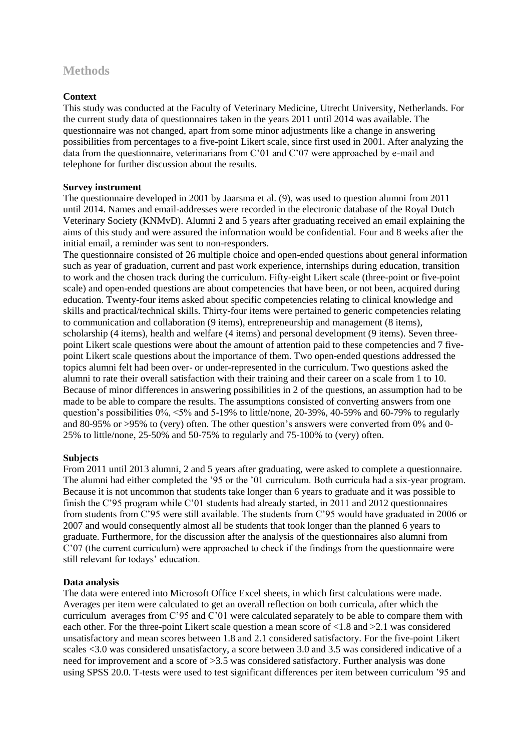## Methods

### Context

This study was conducted at the Faculty of Veterinary Medicine, Utrecht University, Netherlands. For the current study data of questionnaires taken in the years 2011 until 2014 was available. The questionnaire was not changed, apart from some minor adjustments like a change in answering possibilities from percentages to a five-point Likert scale, since first used in 2001. After analyzing the data from the questionnaire, veterinarians from C'01 and C'07 were approached by e-mail and telephone for further discussion about the results.

### Survey instrument

The questionnaire developed in 2001 by Jaarsma et al. (9), was used to question alumni from 2011 until 2014. Names and email-addresses were recorded in the electronic database of the Royal Dutch Veterinary Society (KNMvD). Alumni 2 and 5 years after graduating received an email explaining the aims of this study and were assured the information would be confidential. Four and 8 weeks after the initial email, a reminder was sent to non-responders.

The questionnaire consisted of 26 multiple choice and open-ended questions about general information such as year of graduation, current and past work experience, internships during education, transition to work and the chosen track during the curriculum. Fifty-eight Likert scale (three-point or five-point scale) and open-ended questions are about competencies that have been, or not been, acquired during education. Twenty-four items asked about specific competencies relating to clinical knowledge and skills and practical/technical skills. Thirty-four items were pertained to generic competencies relating to communication and collaboration (9 items), entrepreneurship and management (8 items), scholarship (4 items), health and welfare (4 items) and personal development (9 items). Seven three-point Likert scale questions were about the amount of attention paid to these competencies and 7 five-point Likert scale questions about the importance of them. Two open-ended questions addressed the topics alumni felt had been over- or under-represented in the curriculum. Two questions asked the alumni to rate their overall satisfaction with their training and their career on a scale from 1 to 10. Because of minor differences in answering possibilities in 2 of the questions, an assumption had to be made to be able to compare the results. The assumptions consisted of converting answers from one question's possibilities 0%, <5% and 5-19% to little/none, 20-39%, 40-59% and 60-79% to regularly and 80-95% or >95% to (very) often. The other question's answers were converted from 0% and 0-25% to little/none, 25-50% and 50-75% to regularly and 75-100% to (very) often.

### Subjects

From 2011 until 2013 alumni, 2 and 5 years after graduating, were asked to complete a questionnaire. The alumni had either completed the '95 or the '01 curriculum. Both curricula had a six-year program. Because it is not uncommon that students take longer than 6 years to graduate and it was possible to finish the C'95 program while C'01 students had already started, in 2011 and 2012 questionnaires from students from C'95 were still available. The students from C'95 would have graduated in 2006 or 2007 and would consequently almost all be students that took longer than the planned 6 years to graduate. Furthermore, for the discussion after the analysis of the questionnaires also alumni from C'07 (the current curriculum) were approached to check if the findings from the questionnaire were still relevant for todays' education.

### Data analysis

The data were entered into Microsoft Office Excel sheets, in which first calculations were made. Averages per item were calculated to get an overall reflection on both curricula, after which the curriculum averages from C'95 and C'01 were calculated separately to be able to compare them with each other. For the three-point Likert scale question a mean score of <1.8 and >2.1 was considered unsatisfactory and mean scores between 1.8 and 2.1 considered satisfactory. For the five-point Likert scales <3.0 was considered unsatisfactory, a score between 3.0 and 3.5 was considered indicative of a need for improvement and a score of >3.5 was considered satisfactory. Further analysis was done using SPSS 20.0. T-tests were used to test significant differences per item between curriculum '95 and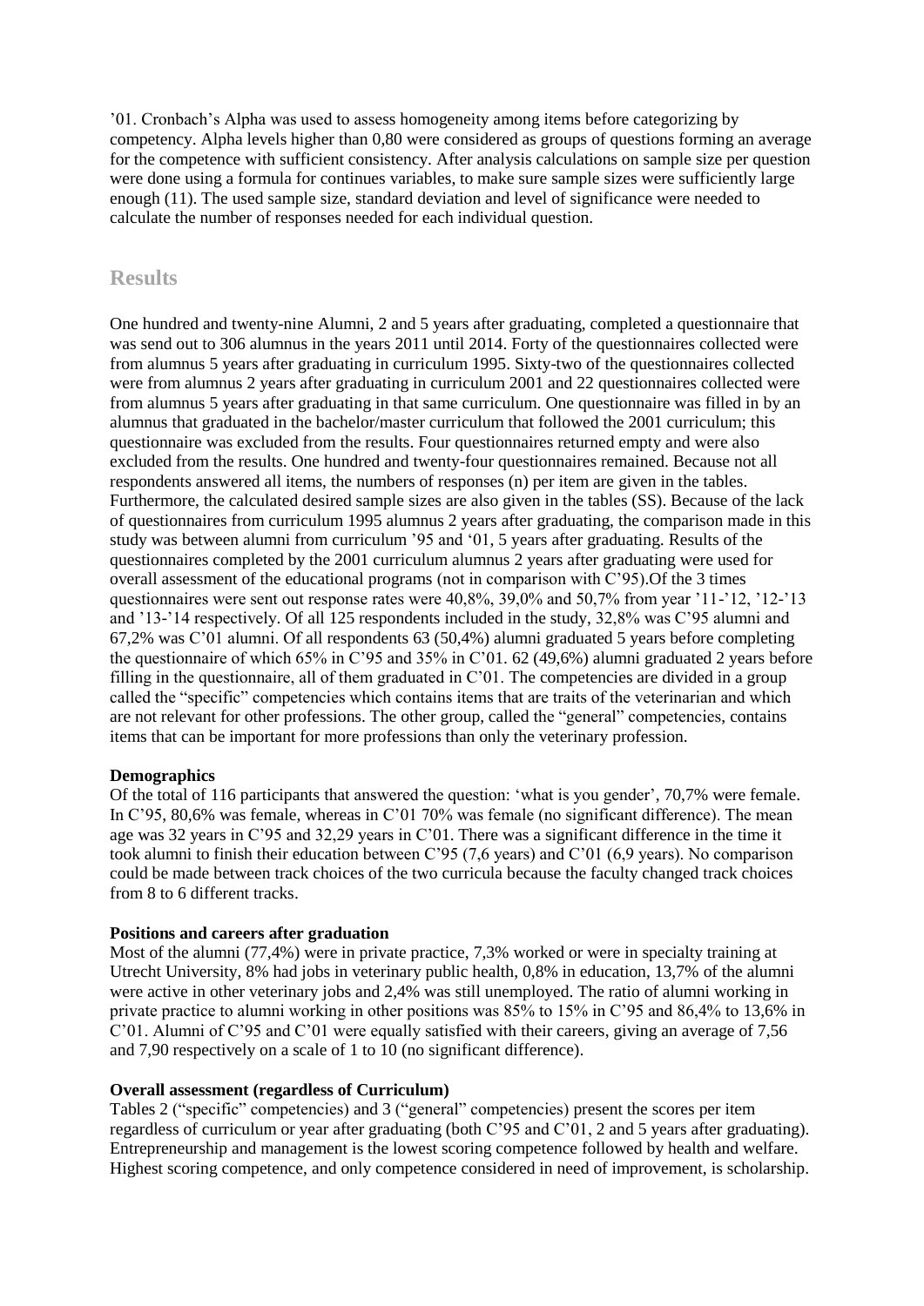'01. Cronbach's Alpha was used to assess homogeneity among items before categorizing by competency. Alpha levels higher than 0,80 were considered as groups of questions forming an average for the competence with sufficient consistency. After analysis calculations on sample size per question were done using a formula for continues variables, to make sure sample sizes were sufficiently large enough (11). The used sample size, standard deviation and level of significance were needed to calculate the number of responses needed for each individual question.

## Results

One hundred and twenty-nine Alumni, 2 and 5 years after graduating, completed a questionnaire that was send out to 306 alumnus in the years 2011 until 2014. Forty of the questionnaires collected were from alumnus 5 years after graduating in curriculum 1995. Sixty-two of the questionnaires collected were from alumnus 2 years after graduating in curriculum 2001 and 22 questionnaires collected were from alumnus 5 years after graduating in that same curriculum. One questionnaire was filled in by an alumnus that graduated in the bachelor/master curriculum that followed the 2001 curriculum; this questionnaire was excluded from the results. Four questionnaires returned empty and were also excluded from the results. One hundred and twenty-four questionnaires remained. Because not all respondents answered all items, the numbers of responses (n) per item are given in the tables. Furthermore, the calculated desired sample sizes are also given in the tables (SS). Because of the lack of questionnaires from curriculum 1995 alumnus 2 years after graduating, the comparison made in this study was between alumni from curriculum '95 and '01, 5 years after graduating. Results of the questionnaires completed by the 2001 curriculum alumnus 2 years after graduating were used for overall assessment of the educational programs (not in comparison with C'95).Of the 3 times questionnaires were sent out response rates were 40,8%, 39,0% and 50,7% from year '11-'12, '12-'13 and '13-'14 respectively. Of all 125 respondents included in the study, 32,8% was C'95 alumni and 67,2% was C'01 alumni. Of all respondents 63 (50,4%) alumni graduated 5 years before completing the questionnaire of which 65% in C'95 and 35% in C'01. 62 (49,6%) alumni graduated 2 years before filling in the questionnaire, all of them graduated in C'01. The competencies are divided in a group called the "specific" competencies which contains items that are traits of the veterinarian and which are not relevant for other professions. The other group, called the "general" competencies, contains items that can be important for more professions than only the veterinary profession.

### Demographics

Of the total of 116 participants that answered the question: 'what is you gender', 70,7% were female. In C'95, 80,6% was female, whereas in C'01 70% was female (no significant difference). The mean age was 32 years in C'95 and 32,29 years in C'01. There was a significant difference in the time it took alumni to finish their education between C'95 (7,6 years) and C'01 (6,9 years). No comparison could be made between track choices of the two curricula because the faculty changed track choices from 8 to 6 different tracks.

### Positions and careers after graduation

Most of the alumni (77,4%) were in private practice, 7,3% worked or were in specialty training at Utrecht University, 8% had jobs in veterinary public health, 0,8% in education, 13,7% of the alumni were active in other veterinary jobs and 2,4% was still unemployed. The ratio of alumni working in private practice to alumni working in other positions was 85% to 15% in C'95 and 86,4% to 13,6% in C'01. Alumni of C'95 and C'01 were equally satisfied with their careers, giving an average of 7,56 and 7,90 respectively on a scale of 1 to 10 (no significant difference).

### Overall assessment (regardless of Curriculum)

Tables 2 ("specific" competencies) and 3 ("general" competencies) present the scores per item regardless of curriculum or year after graduating (both C'95 and C'01, 2 and 5 years after graduating). Entrepreneurship and management is the lowest scoring competence followed by health and welfare. Highest scoring competence, and only competence considered in need of improvement, is scholarship.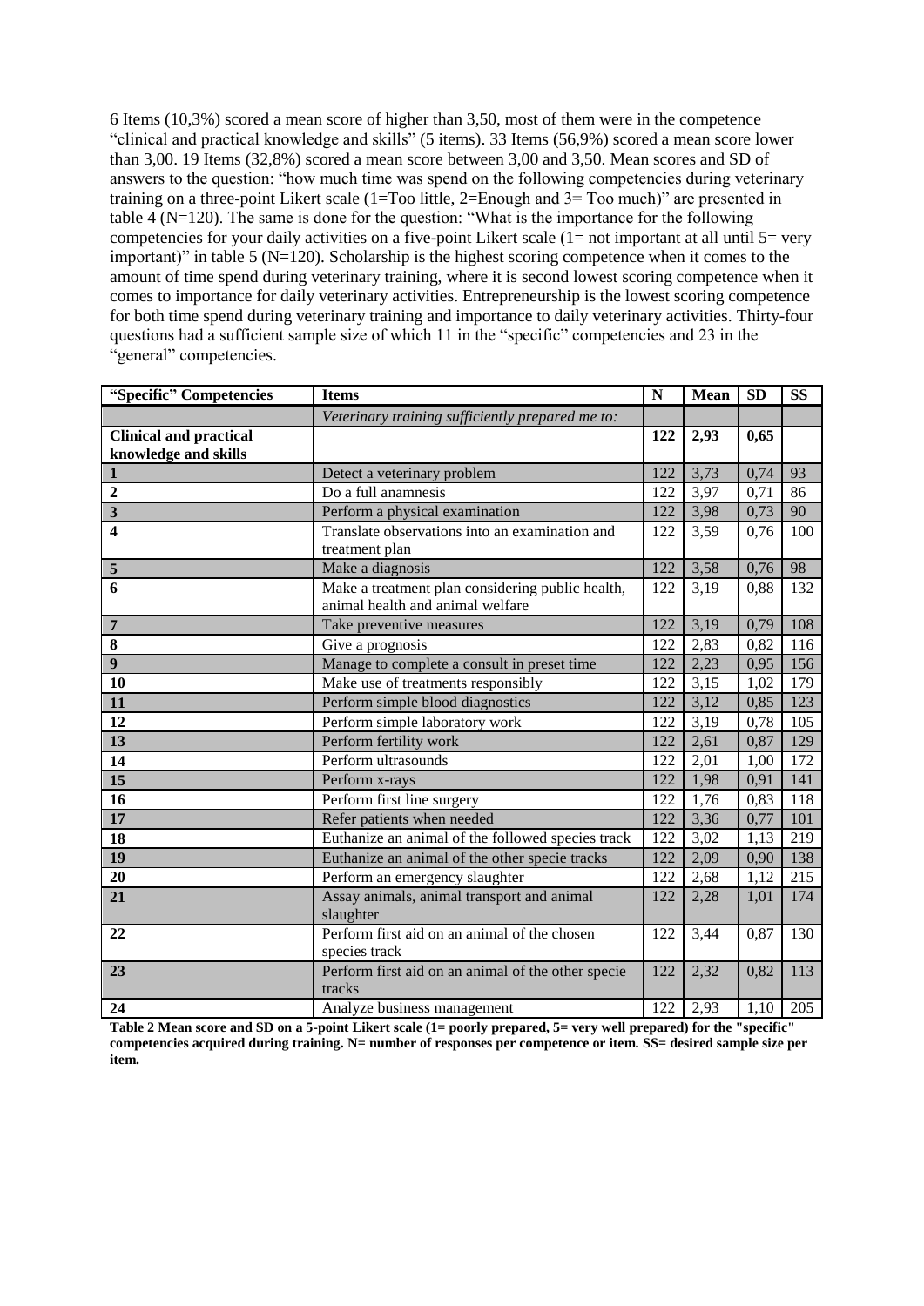6 Items (10,3%) scored a mean score of higher than 3,50, most of them were in the competence "clinical and practical knowledge and skills" (5 items). 33 Items (56,9%) scored a mean score lower than 3,00. 19 Items (32,8%) scored a mean score between 3,00 and 3,50. Mean scores and SD of answers to the question: "how much time was spend on the following competencies during veterinary training on a three-point Likert scale (1=Too little, 2=Enough and 3= Too much)" are presented in table 4 (N=120). The same is done for the question: "What is the importance for the following competencies for your daily activities on a five-point Likert scale (1= not important at all until 5= very important)" in table 5 (N=120). Scholarship is the highest scoring competence when it comes to the amount of time spend during veterinary training, where it is second lowest scoring competence when it comes to importance for daily veterinary activities. Entrepreneurship is the lowest scoring competence for both time spend during veterinary training and importance to daily veterinary activities. Thirty-four questions had a sufficient sample size of which 11 in the "specific" competencies and 23 in the "general" competencies.

| "Specific" Competencies | Items | N | Mean | SD | SS |
|---|---|---|---|---|---|
| | *Veterinary training sufficiently prepared me to:* | | | | |
| **Clinical and practical knowledge and skills** | | **122** | **2,93** | **0,65** | |
| **1** | Detect a veterinary problem | 122 | 3,73 | 0,74 | 93 |
| **2** | Do a full anamnesis | 122 | 3,97 | 0,71 | 86 |
| **3** | Perform a physical examination | 122 | 3,98 | 0,73 | 90 |
| **4** | Translate observations into an examination and treatment plan | 122 | 3,59 | 0,76 | 100 |
| **5** | Make a diagnosis | 122 | 3,58 | 0,76 | 98 |
| **6** | Make a treatment plan considering public health, animal health and animal welfare | 122 | 3,19 | 0,88 | 132 |
| **7** | Take preventive measures | 122 | 3,19 | 0,79 | 108 |
| **8** | Give a prognosis | 122 | 2,83 | 0,82 | 116 |
| **9** | Manage to complete a consult in preset time | 122 | 2,23 | 0,95 | 156 |
| **10** | Make use of treatments responsibly | 122 | 3,15 | 1,02 | 179 |
| **11** | Perform simple blood diagnostics | 122 | 3,12 | 0,85 | 123 |
| **12** | Perform simple laboratory work | 122 | 3,19 | 0,78 | 105 |
| **13** | Perform fertility work | 122 | 2,61 | 0,87 | 129 |
| **14** | Perform ultrasounds | 122 | 2,01 | 1,00 | 172 |
| **15** | Perform x-rays | 122 | 1,98 | 0,91 | 141 |
| **16** | Perform first line surgery | 122 | 1,76 | 0,83 | 118 |
| **17** | Refer patients when needed | 122 | 3,36 | 0,77 | 101 |
| **18** | Euthanize an animal of the followed species track | 122 | 3,02 | 1,13 | 219 |
| **19** | Euthanize an animal of the other specie tracks | 122 | 2,09 | 0,90 | 138 |
| **20** | Perform an emergency slaughter | 122 | 2,68 | 1,12 | 215 |
| **21** | Assay animals, animal transport and animal slaughter | 122 | 2,28 | 1,01 | 174 |
| **22** | Perform first aid on an animal of the chosen species track | 122 | 3,44 | 0,87 | 130 |
| **23** | Perform first aid on an animal of the other specie tracks | 122 | 2,32 | 0,82 | 113 |
| **24** | Analyze business management | 122 | 2,93 | 1,10 | 205 |

**Table 2 Mean score and SD on a 5-point Likert scale (1= poorly prepared, 5= very well prepared) for the "specific" competencies acquired during training. N= number of responses per competence or item. SS= desired sample size per item.**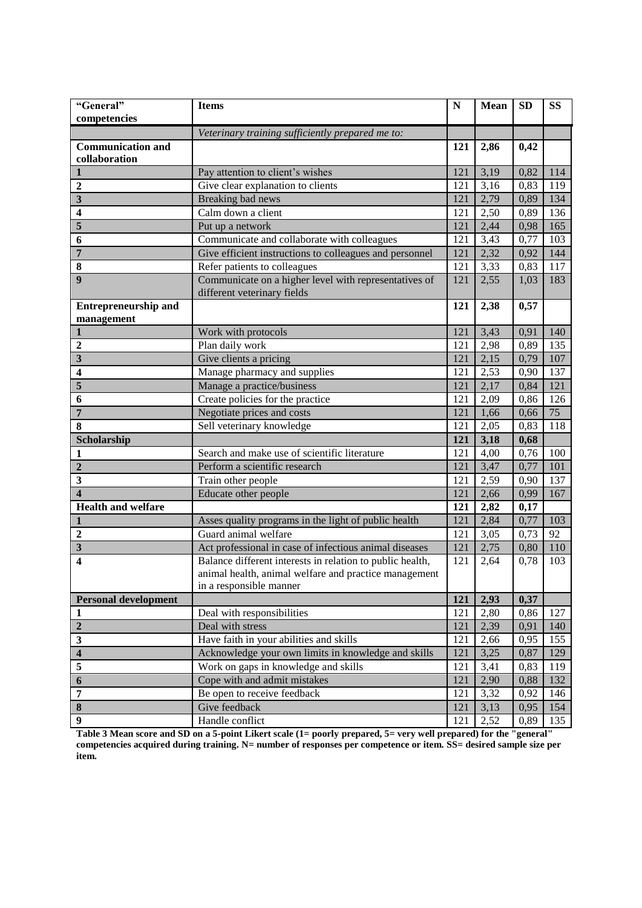| "General" competencies | Items | N | Mean | SD | SS |
|---|---|---|---|---|---|
| | *Veterinary training sufficiently prepared me to:* | | | | |
| **Communication and collaboration** | | **121** | **2,86** | **0,42** | |
| **1** | Pay attention to client's wishes | 121 | 3,19 | 0,82 | 114 |
| **2** | Give clear explanation to clients | 121 | 3,16 | 0,83 | 119 |
| **3** | Breaking bad news | 121 | 2,79 | 0,89 | 134 |
| **4** | Calm down a client | 121 | 2,50 | 0,89 | 136 |
| **5** | Put up a network | 121 | 2,44 | 0,98 | 165 |
| **6** | Communicate and collaborate with colleagues | 121 | 3,43 | 0,77 | 103 |
| **7** | Give efficient instructions to colleagues and personnel | 121 | 2,32 | 0,92 | 144 |
| **8** | Refer patients to colleagues | 121 | 3,33 | 0,83 | 117 |
| **9** | Communicate on a higher level with representatives of different veterinary fields | 121 | 2,55 | 1,03 | 183 |
| **Entrepreneurship and management** | | **121** | **2,38** | **0,57** | |
| **1** | Work with protocols | 121 | 3,43 | 0,91 | 140 |
| **2** | Plan daily work | 121 | 2,98 | 0,89 | 135 |
| **3** | Give clients a pricing | 121 | 2,15 | 0,79 | 107 |
| **4** | Manage pharmacy and supplies | 121 | 2,53 | 0,90 | 137 |
| **5** | Manage a practice/business | 121 | 2,17 | 0,84 | 121 |
| **6** | Create policies for the practice | 121 | 2,09 | 0,86 | 126 |
| **7** | Negotiate prices and costs | 121 | 1,66 | 0,66 | 75 |
| **8** | Sell veterinary knowledge | 121 | 2,05 | 0,83 | 118 |
| **Scholarship** | | **121** | **3,18** | **0,68** | |
| **1** | Search and make use of scientific literature | 121 | 4,00 | 0,76 | 100 |
| **2** | Perform a scientific research | 121 | 3,47 | 0,77 | 101 |
| **3** | Train other people | 121 | 2,59 | 0,90 | 137 |
| **4** | Educate other people | 121 | 2,66 | 0,99 | 167 |
| **Health and welfare** | | **121** | **2,82** | **0,17** | |
| **1** | Asses quality programs in the light of public health | 121 | 2,84 | 0,77 | 103 |
| **2** | Guard animal welfare | 121 | 3,05 | 0,73 | 92 |
| **3** | Act professional in case of infectious animal diseases | 121 | 2,75 | 0,80 | 110 |
| **4** | Balance different interests in relation to public health, animal health, animal welfare and practice management in a responsible manner | 121 | 2,64 | 0,78 | 103 |
| **Personal development** | | **121** | **2,93** | **0,37** | |
| **1** | Deal with responsibilities | 121 | 2,80 | 0,86 | 127 |
| **2** | Deal with stress | 121 | 2,39 | 0,91 | 140 |
| **3** | Have faith in your abilities and skills | 121 | 2,66 | 0,95 | 155 |
| **4** | Acknowledge your own limits in knowledge and skills | 121 | 3,25 | 0,87 | 129 |
| **5** | Work on gaps in knowledge and skills | 121 | 3,41 | 0,83 | 119 |
| **6** | Cope with and admit mistakes | 121 | 2,90 | 0,88 | 132 |
| **7** | Be open to receive feedback | 121 | 3,32 | 0,92 | 146 |
| **8** | Give feedback | 121 | 3,13 | 0,95 | 154 |
| **9** | Handle conflict | 121 | 2,52 | 0,89 | 135 |

**Table 3 Mean score and SD on a 5-point Likert scale (1= poorly prepared, 5= very well prepared) for the "general" competencies acquired during training. N= number of responses per competence or item. SS= desired sample size per item.**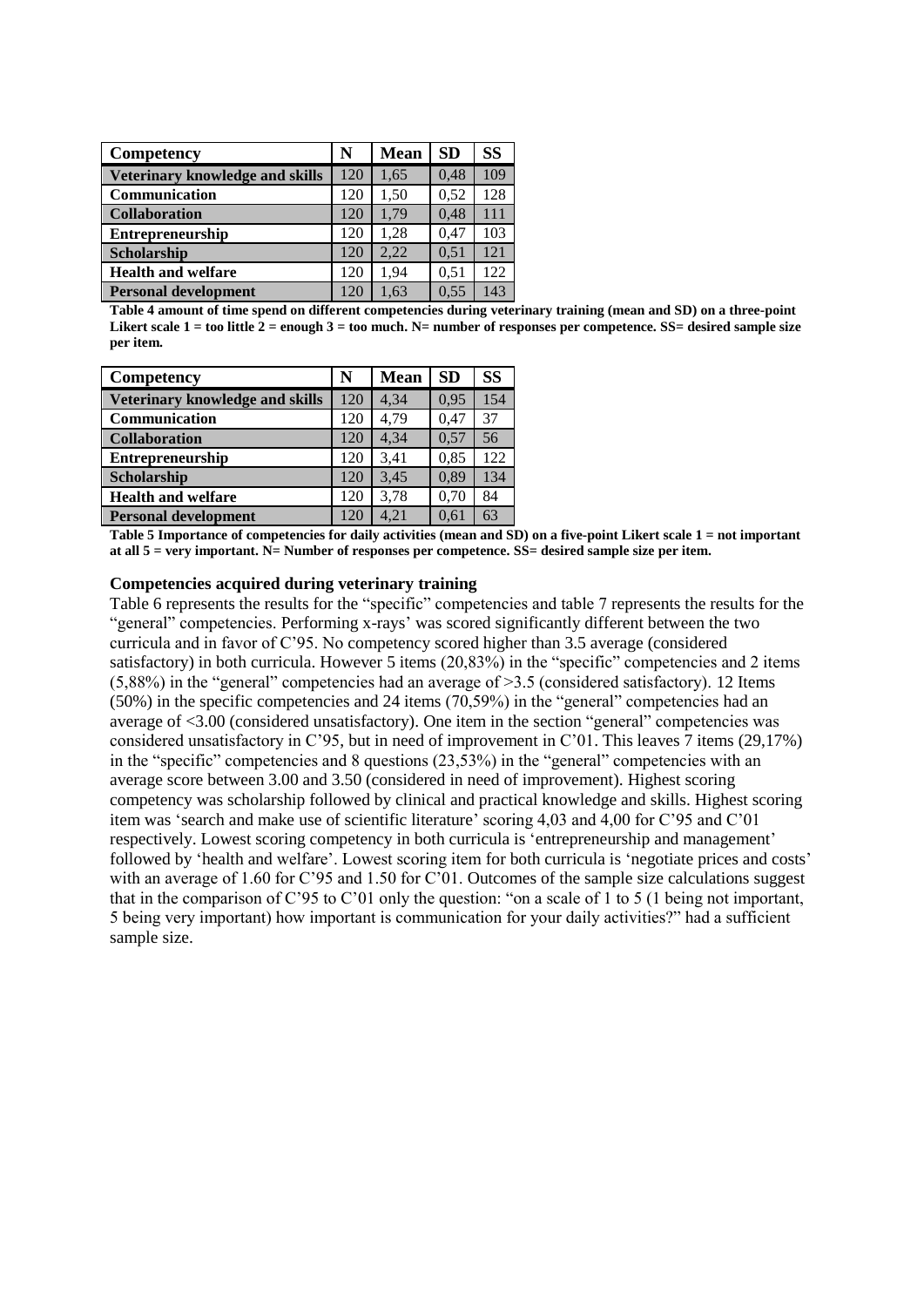| Competency | N | Mean | SD | SS |
| --- | --- | --- | --- | --- |
| Veterinary knowledge and skills | 120 | 1,65 | 0,48 | 109 |
| Communication | 120 | 1,50 | 0,52 | 128 |
| Collaboration | 120 | 1,79 | 0,48 | 111 |
| Entrepreneurship | 120 | 1,28 | 0,47 | 103 |
| Scholarship | 120 | 2,22 | 0,51 | 121 |
| Health and welfare | 120 | 1,94 | 0,51 | 122 |
| Personal development | 120 | 1,63 | 0,55 | 143 |

**Table 4 amount of time spend on different competencies during veterinary training (mean and SD) on a three-point Likert scale 1 = too little 2 = enough 3 = too much. N= number of responses per competence. SS= desired sample size per item.**

| Competency | N | Mean | SD | SS |
| --- | --- | --- | --- | --- |
| Veterinary knowledge and skills | 120 | 4,34 | 0,95 | 154 |
| Communication | 120 | 4,79 | 0,47 | 37 |
| Collaboration | 120 | 4,34 | 0,57 | 56 |
| Entrepreneurship | 120 | 3,41 | 0,85 | 122 |
| Scholarship | 120 | 3,45 | 0,89 | 134 |
| Health and welfare | 120 | 3,78 | 0,70 | 84 |
| Personal development | 120 | 4,21 | 0,61 | 63 |

**Table 5 Importance of competencies for daily activities (mean and SD) on a five-point Likert scale 1 = not important at all 5 = very important. N= Number of responses per competence. SS= desired sample size per item.**

### Competencies acquired during veterinary training

Table 6 represents the results for the "specific" competencies and table 7 represents the results for the "general" competencies. Performing x-rays' was scored significantly different between the two curricula and in favor of C'95. No competency scored higher than 3.5 average (considered satisfactory) in both curricula. However 5 items (20,83%) in the "specific" competencies and 2 items (5,88%) in the "general" competencies had an average of >3.5 (considered satisfactory). 12 Items (50%) in the specific competencies and 24 items (70,59%) in the "general" competencies had an average of <3.00 (considered unsatisfactory). One item in the section "general" competencies was considered unsatisfactory in C'95, but in need of improvement in C'01. This leaves 7 items (29,17%) in the "specific" competencies and 8 questions (23,53%) in the "general" competencies with an average score between 3.00 and 3.50 (considered in need of improvement). Highest scoring competency was scholarship followed by clinical and practical knowledge and skills. Highest scoring item was 'search and make use of scientific literature' scoring 4,03 and 4,00 for C'95 and C'01 respectively. Lowest scoring competency in both curricula is 'entrepreneurship and management' followed by 'health and welfare'. Lowest scoring item for both curricula is 'negotiate prices and costs' with an average of 1.60 for C'95 and 1.50 for C'01. Outcomes of the sample size calculations suggest that in the comparison of C'95 to C'01 only the question: "on a scale of 1 to 5 (1 being not important, 5 being very important) how important is communication for your daily activities?" had a sufficient sample size.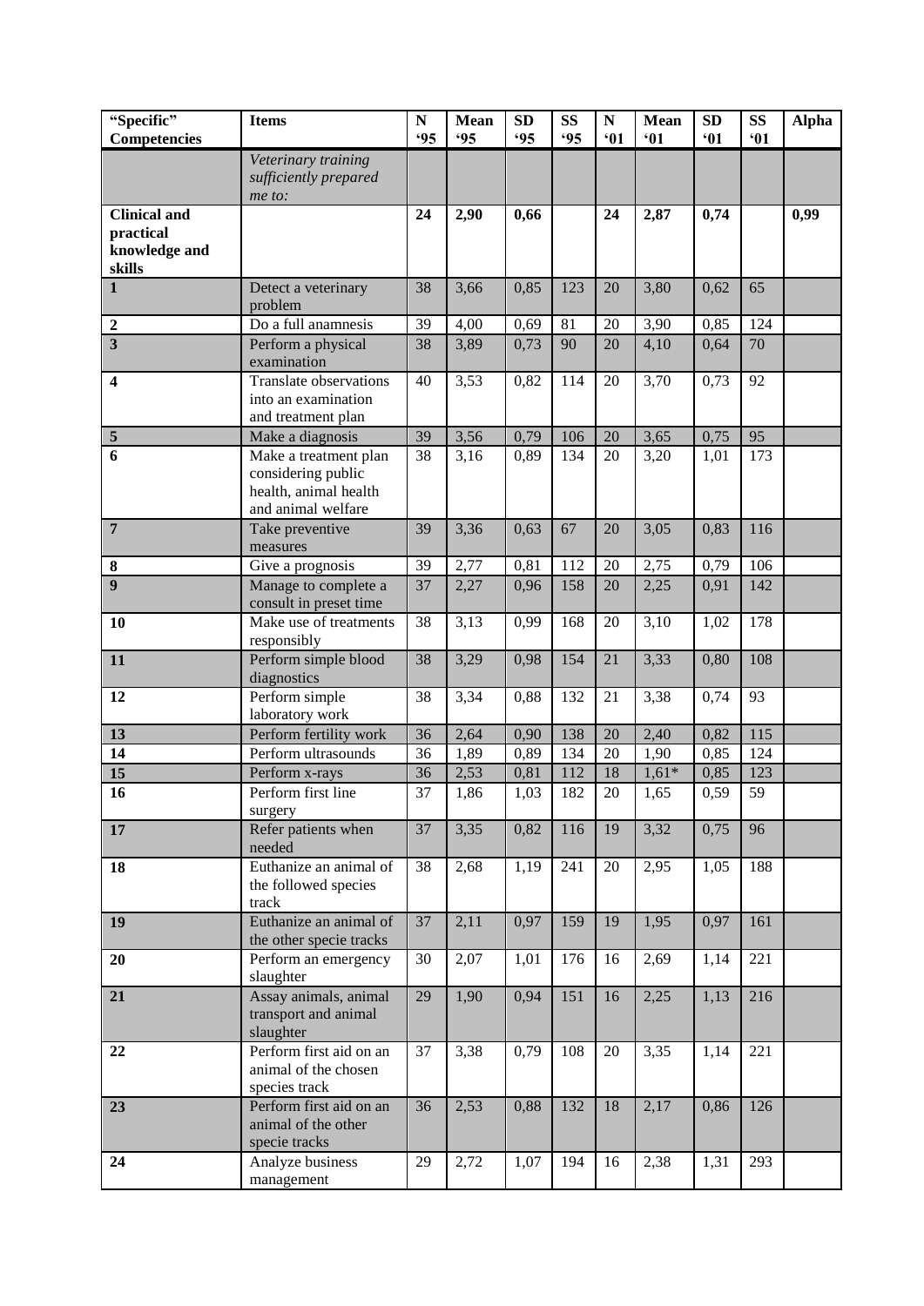| "Specific" Competencies | Items | N '95 | Mean '95 | SD '95 | SS '95 | N '01 | Mean '01 | SD '01 | SS '01 | Alpha |
|---|---|---|---|---|---|---|---|---|---|---|
| | *Veterinary training sufficiently prepared me to:* | | | | | | | | | |
| **Clinical and practical knowledge and skills** | | **24** | **2,90** | **0,66** | | **24** | **2,87** | **0,74** | | **0,99** |
| **1** | Detect a veterinary problem | 38 | 3,66 | 0,85 | 123 | 20 | 3,80 | 0,62 | 65 | |
| **2** | Do a full anamnesis | 39 | 4,00 | 0,69 | 81 | 20 | 3,90 | 0,85 | 124 | |
| **3** | Perform a physical examination | 38 | 3,89 | 0,73 | 90 | 20 | 4,10 | 0,64 | 70 | |
| **4** | Translate observations into an examination and treatment plan | 40 | 3,53 | 0,82 | 114 | 20 | 3,70 | 0,73 | 92 | |
| **5** | Make a diagnosis | 39 | 3,56 | 0,79 | 106 | 20 | 3,65 | 0,75 | 95 | |
| **6** | Make a treatment plan considering public health, animal health and animal welfare | 38 | 3,16 | 0,89 | 134 | 20 | 3,20 | 1,01 | 173 | |
| **7** | Take preventive measures | 39 | 3,36 | 0,63 | 67 | 20 | 3,05 | 0,83 | 116 | |
| **8** | Give a prognosis | 39 | 2,77 | 0,81 | 112 | 20 | 2,75 | 0,79 | 106 | |
| **9** | Manage to complete a consult in preset time | 37 | 2,27 | 0,96 | 158 | 20 | 2,25 | 0,91 | 142 | |
| **10** | Make use of treatments responsibly | 38 | 3,13 | 0,99 | 168 | 20 | 3,10 | 1,02 | 178 | |
| **11** | Perform simple blood diagnostics | 38 | 3,29 | 0,98 | 154 | 21 | 3,33 | 0,80 | 108 | |
| **12** | Perform simple laboratory work | 38 | 3,34 | 0,88 | 132 | 21 | 3,38 | 0,74 | 93 | |
| **13** | Perform fertility work | 36 | 2,64 | 0,90 | 138 | 20 | 2,40 | 0,82 | 115 | |
| **14** | Perform ultrasounds | 36 | 1,89 | 0,89 | 134 | 20 | 1,90 | 0,85 | 124 | |
| **15** | Perform x-rays | 36 | 2,53 | 0,81 | 112 | 18 | 1,61* | 0,85 | 123 | |
| **16** | Perform first line surgery | 37 | 1,86 | 1,03 | 182 | 20 | 1,65 | 0,59 | 59 | |
| **17** | Refer patients when needed | 37 | 3,35 | 0,82 | 116 | 19 | 3,32 | 0,75 | 96 | |
| **18** | Euthanize an animal of the followed species track | 38 | 2,68 | 1,19 | 241 | 20 | 2,95 | 1,05 | 188 | |
| **19** | Euthanize an animal of the other specie tracks | 37 | 2,11 | 0,97 | 159 | 19 | 1,95 | 0,97 | 161 | |
| **20** | Perform an emergency slaughter | 30 | 2,07 | 1,01 | 176 | 16 | 2,69 | 1,14 | 221 | |
| **21** | Assay animals, animal transport and animal slaughter | 29 | 1,90 | 0,94 | 151 | 16 | 2,25 | 1,13 | 216 | |
| **22** | Perform first aid on an animal of the chosen species track | 37 | 3,38 | 0,79 | 108 | 20 | 3,35 | 1,14 | 221 | |
| **23** | Perform first aid on an animal of the other specie tracks | 36 | 2,53 | 0,88 | 132 | 18 | 2,17 | 0,86 | 126 | |
| **24** | Analyze business management | 29 | 2,72 | 1,07 | 194 | 16 | 2,38 | 1,31 | 293 | |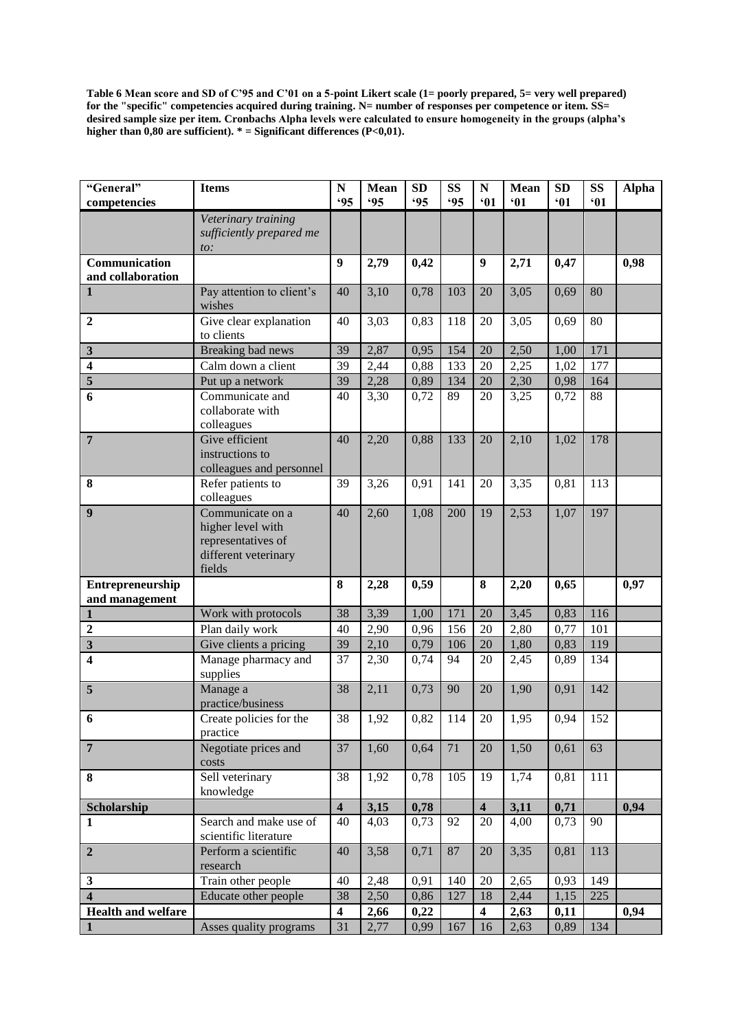**Table 6 Mean score and SD of C'95 and C'01 on a 5-point Likert scale (1= poorly prepared, 5= very well prepared) for the "specific" competencies acquired during training. N= number of responses per competence or item. SS= desired sample size per item. Cronbachs Alpha levels were calculated to ensure homogeneity in the groups (alpha's higher than 0,80 are sufficient). * = Significant differences (P<0,01).**

| "General" competencies | Items | N '95 | Mean '95 | SD '95 | SS '95 | N '01 | Mean '01 | SD '01 | SS '01 | Alpha |
|---|---|---|---|---|---|---|---|---|---|---|
| | *Veterinary training sufficiently prepared me to:* | | | | | | | | | |
| **Communication and collaboration** | | **9** | **2,79** | **0,42** | | **9** | **2,71** | **0,47** | | **0,98** |
| **1** | Pay attention to client's wishes | 40 | 3,10 | 0,78 | 103 | 20 | 3,05 | 0,69 | 80 | |
| **2** | Give clear explanation to clients | 40 | 3,03 | 0,83 | 118 | 20 | 3,05 | 0,69 | 80 | |
| **3** | Breaking bad news | 39 | 2,87 | 0,95 | 154 | 20 | 2,50 | 1,00 | 171 | |
| **4** | Calm down a client | 39 | 2,44 | 0,88 | 133 | 20 | 2,25 | 1,02 | 177 | |
| **5** | Put up a network | 39 | 2,28 | 0,89 | 134 | 20 | 2,30 | 0,98 | 164 | |
| **6** | Communicate and collaborate with colleagues | 40 | 3,30 | 0,72 | 89 | 20 | 3,25 | 0,72 | 88 | |
| **7** | Give efficient instructions to colleagues and personnel | 40 | 2,20 | 0,88 | 133 | 20 | 2,10 | 1,02 | 178 | |
| **8** | Refer patients to colleagues | 39 | 3,26 | 0,91 | 141 | 20 | 3,35 | 0,81 | 113 | |
| **9** | Communicate on a higher level with representatives of different veterinary fields | 40 | 2,60 | 1,08 | 200 | 19 | 2,53 | 1,07 | 197 | |
| **Entrepreneurship and management** | | **8** | **2,28** | **0,59** | | **8** | **2,20** | **0,65** | | **0,97** |
| **1** | Work with protocols | 38 | 3,39 | 1,00 | 171 | 20 | 3,45 | 0,83 | 116 | |
| **2** | Plan daily work | 40 | 2,90 | 0,96 | 156 | 20 | 2,80 | 0,77 | 101 | |
| **3** | Give clients a pricing | 39 | 2,10 | 0,79 | 106 | 20 | 1,80 | 0,83 | 119 | |
| **4** | Manage pharmacy and supplies | 37 | 2,30 | 0,74 | 94 | 20 | 2,45 | 0,89 | 134 | |
| **5** | Manage a practice/business | 38 | 2,11 | 0,73 | 90 | 20 | 1,90 | 0,91 | 142 | |
| **6** | Create policies for the practice | 38 | 1,92 | 0,82 | 114 | 20 | 1,95 | 0,94 | 152 | |
| **7** | Negotiate prices and costs | 37 | 1,60 | 0,64 | 71 | 20 | 1,50 | 0,61 | 63 | |
| **8** | Sell veterinary knowledge | 38 | 1,92 | 0,78 | 105 | 19 | 1,74 | 0,81 | 111 | |
| **Scholarship** | | **4** | **3,15** | **0,78** | | **4** | **3,11** | **0,71** | | **0,94** |
| **1** | Search and make use of scientific literature | 40 | 4,03 | 0,73 | 92 | 20 | 4,00 | 0,73 | 90 | |
| **2** | Perform a scientific research | 40 | 3,58 | 0,71 | 87 | 20 | 3,35 | 0,81 | 113 | |
| **3** | Train other people | 40 | 2,48 | 0,91 | 140 | 20 | 2,65 | 0,93 | 149 | |
| **4** | Educate other people | 38 | 2,50 | 0,86 | 127 | 18 | 2,44 | 1,15 | 225 | |
| **Health and welfare** | | **4** | **2,66** | **0,22** | | **4** | **2,63** | **0,11** | | **0,94** |
| **1** | Asses quality programs | 31 | 2,77 | 0,99 | 167 | 16 | 2,63 | 0,89 | 134 | |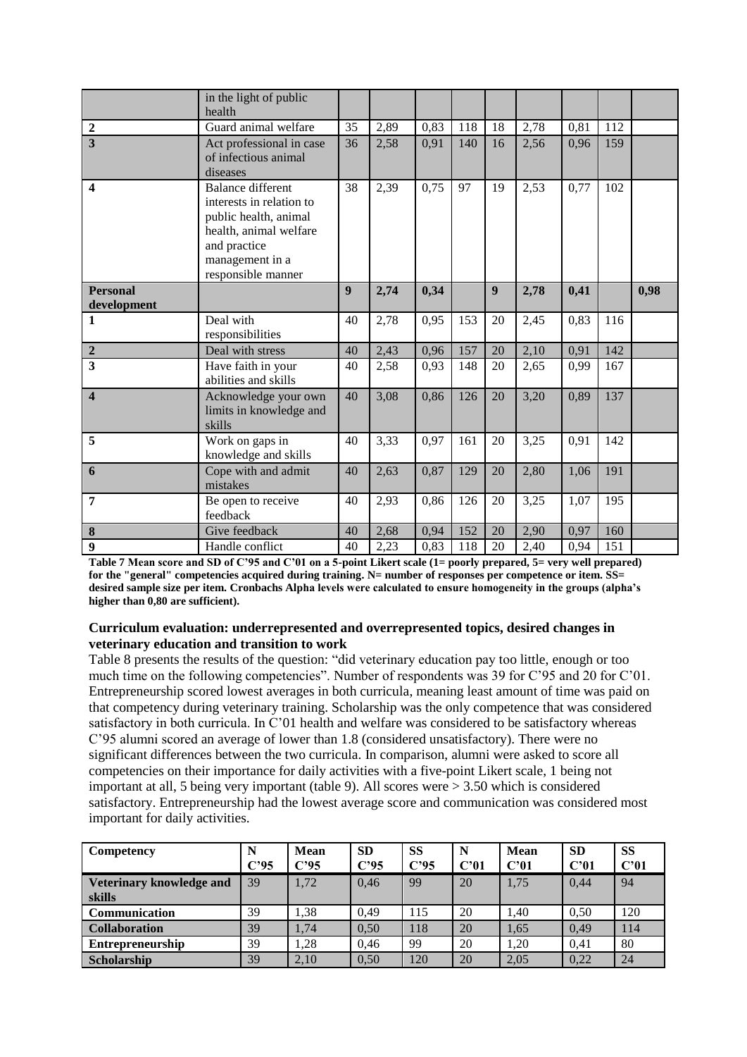|  |  |  |  |  |  |  |  |  |  |  |
|---|---|---|---|---|---|---|---|---|---|---|
|  | in the light of public health |  |  |  |  |  |  |  |  |  |
| **2** | Guard animal welfare | 35 | 2,89 | 0,83 | 118 | 18 | 2,78 | 0,81 | 112 |  |
| **3** | Act professional in case of infectious animal diseases | 36 | 2,58 | 0,91 | 140 | 16 | 2,56 | 0,96 | 159 |  |
| **4** | Balance different interests in relation to public health, animal health, animal welfare and practice management in a responsible manner | 38 | 2,39 | 0,75 | 97 | 19 | 2,53 | 0,77 | 102 |  |
| **Personal development** |  | **9** | **2,74** | **0,34** |  | **9** | **2,78** | **0,41** |  | **0,98** |
| **1** | Deal with responsibilities | 40 | 2,78 | 0,95 | 153 | 20 | 2,45 | 0,83 | 116 |  |
| **2** | Deal with stress | 40 | 2,43 | 0,96 | 157 | 20 | 2,10 | 0,91 | 142 |  |
| **3** | Have faith in your abilities and skills | 40 | 2,58 | 0,93 | 148 | 20 | 2,65 | 0,99 | 167 |  |
| **4** | Acknowledge your own limits in knowledge and skills | 40 | 3,08 | 0,86 | 126 | 20 | 3,20 | 0,89 | 137 |  |
| **5** | Work on gaps in knowledge and skills | 40 | 3,33 | 0,97 | 161 | 20 | 3,25 | 0,91 | 142 |  |
| **6** | Cope with and admit mistakes | 40 | 2,63 | 0,87 | 129 | 20 | 2,80 | 1,06 | 191 |  |
| **7** | Be open to receive feedback | 40 | 2,93 | 0,86 | 126 | 20 | 3,25 | 1,07 | 195 |  |
| **8** | Give feedback | 40 | 2,68 | 0,94 | 152 | 20 | 2,90 | 0,97 | 160 |  |
| **9** | Handle conflict | 40 | 2,23 | 0,83 | 118 | 20 | 2,40 | 0,94 | 151 |  |

**Table 7 Mean score and SD of C'95 and C'01 on a 5-point Likert scale (1= poorly prepared, 5= very well prepared) for the "general" competencies acquired during training. N= number of responses per competence or item. SS= desired sample size per item. Cronbachs Alpha levels were calculated to ensure homogeneity in the groups (alpha's higher than 0,80 are sufficient).**

### Curriculum evaluation: underrepresented and overrepresented topics, desired changes in veterinary education and transition to work

Table 8 presents the results of the question: "did veterinary education pay too little, enough or too much time on the following competencies". Number of respondents was 39 for C'95 and 20 for C'01. Entrepreneurship scored lowest averages in both curricula, meaning least amount of time was paid on that competency during veterinary training. Scholarship was the only competence that was considered satisfactory in both curricula. In C'01 health and welfare was considered to be satisfactory whereas C'95 alumni scored an average of lower than 1.8 (considered unsatisfactory). There were no significant differences between the two curricula. In comparison, alumni were asked to score all competencies on their importance for daily activities with a five-point Likert scale, 1 being not important at all, 5 being very important (table 9). All scores were > 3.50 which is considered satisfactory. Entrepreneurship had the lowest average score and communication was considered most important for daily activities.

| Competency | N C'95 | Mean C'95 | SD C'95 | SS C'95 | N C'01 | Mean C'01 | SD C'01 | SS C'01 |
|---|---|---|---|---|---|---|---|---|
| **Veterinary knowledge and skills** | 39 | 1,72 | 0,46 | 99 | 20 | 1,75 | 0,44 | 94 |
| **Communication** | 39 | 1,38 | 0,49 | 115 | 20 | 1,40 | 0,50 | 120 |
| **Collaboration** | 39 | 1,74 | 0,50 | 118 | 20 | 1,65 | 0,49 | 114 |
| **Entrepreneurship** | 39 | 1,28 | 0,46 | 99 | 20 | 1,20 | 0,41 | 80 |
| **Scholarship** | 39 | 2,10 | 0,50 | 120 | 20 | 2,05 | 0,22 | 24 |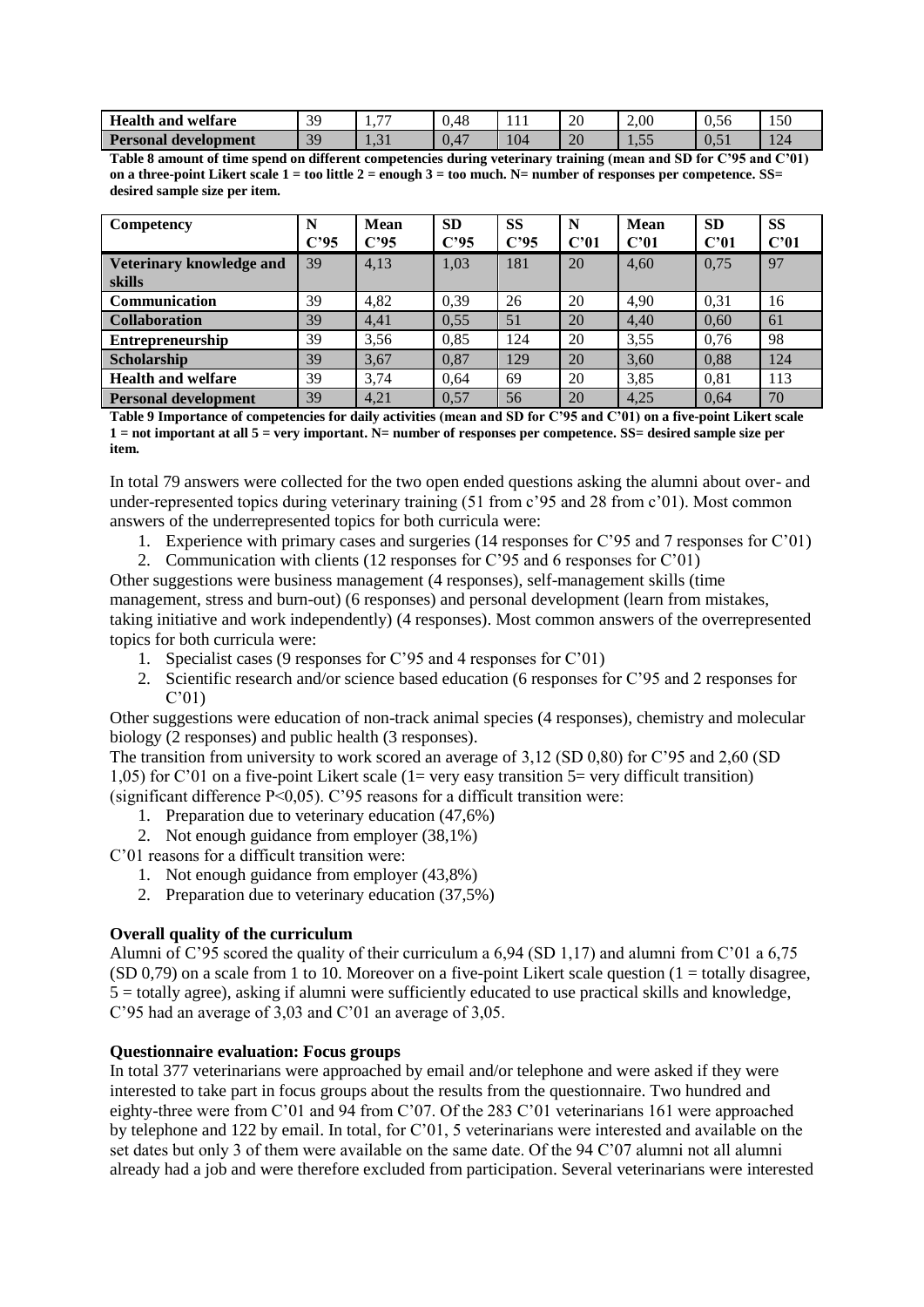| Health and welfare | 39 | 1,77 | 0,48 | 111 | 20 | 2,00 | 0,56 | 150 |
|---|---|---|---|---|---|---|---|---|
| Personal development | 39 | 1,31 | 0,47 | 104 | 20 | 1,55 | 0,51 | 124 |

**Table 8 amount of time spend on different competencies during veterinary training (mean and SD for C'95 and C'01) on a three-point Likert scale 1 = too little 2 = enough 3 = too much. N= number of responses per competence. SS= desired sample size per item.**

| Competency | N C'95 | Mean C'95 | SD C'95 | SS C'95 | N C'01 | Mean C'01 | SD C'01 | SS C'01 |
|---|---|---|---|---|---|---|---|---|
| Veterinary knowledge and skills | 39 | 4,13 | 1,03 | 181 | 20 | 4,60 | 0,75 | 97 |
| Communication | 39 | 4,82 | 0,39 | 26 | 20 | 4,90 | 0,31 | 16 |
| Collaboration | 39 | 4,41 | 0,55 | 51 | 20 | 4,40 | 0,60 | 61 |
| Entrepreneurship | 39 | 3,56 | 0,85 | 124 | 20 | 3,55 | 0,76 | 98 |
| Scholarship | 39 | 3,67 | 0,87 | 129 | 20 | 3,60 | 0,88 | 124 |
| Health and welfare | 39 | 3,74 | 0,64 | 69 | 20 | 3,85 | 0,81 | 113 |
| Personal development | 39 | 4,21 | 0,57 | 56 | 20 | 4,25 | 0,64 | 70 |

**Table 9 Importance of competencies for daily activities (mean and SD for C'95 and C'01) on a five-point Likert scale 1 = not important at all 5 = very important. N= number of responses per competence. SS= desired sample size per item.**

In total 79 answers were collected for the two open ended questions asking the alumni about over- and under-represented topics during veterinary training (51 from c'95 and 28 from c'01). Most common answers of the underrepresented topics for both curricula were:

1. Experience with primary cases and surgeries (14 responses for C'95 and 7 responses for C'01)
2. Communication with clients (12 responses for C'95 and 6 responses for C'01)

Other suggestions were business management (4 responses), self-management skills (time management, stress and burn-out) (6 responses) and personal development (learn from mistakes, taking initiative and work independently) (4 responses). Most common answers of the overrepresented topics for both curricula were:

1. Specialist cases (9 responses for C'95 and 4 responses for C'01)
2. Scientific research and/or science based education (6 responses for C'95 and 2 responses for C'01)

Other suggestions were education of non-track animal species (4 responses), chemistry and molecular biology (2 responses) and public health (3 responses).

The transition from university to work scored an average of 3,12 (SD 0,80) for C'95 and 2,60 (SD 1,05) for C'01 on a five-point Likert scale (1= very easy transition 5= very difficult transition) (significant difference $P<0,05$). C'95 reasons for a difficult transition were:

1. Preparation due to veterinary education (47,6%)
2. Not enough guidance from employer (38,1%)

C'01 reasons for a difficult transition were:

1. Not enough guidance from employer (43,8%)
2. Preparation due to veterinary education (37,5%)

**Overall quality of the curriculum**

Alumni of C'95 scored the quality of their curriculum a 6,94 (SD 1,17) and alumni from C'01 a 6,75 (SD 0,79) on a scale from 1 to 10. Moreover on a five-point Likert scale question (1 = totally disagree, 5 = totally agree), asking if alumni were sufficiently educated to use practical skills and knowledge, C'95 had an average of 3,03 and C'01 an average of 3,05.

**Questionnaire evaluation: Focus groups**

In total 377 veterinarians were approached by email and/or telephone and were asked if they were interested to take part in focus groups about the results from the questionnaire. Two hundred and eighty-three were from C'01 and 94 from C'07. Of the 283 C'01 veterinarians 161 were approached by telephone and 122 by email. In total, for C'01, 5 veterinarians were interested and available on the set dates but only 3 of them were available on the same date. Of the 94 C'07 alumni not all alumni already had a job and were therefore excluded from participation. Several veterinarians were interested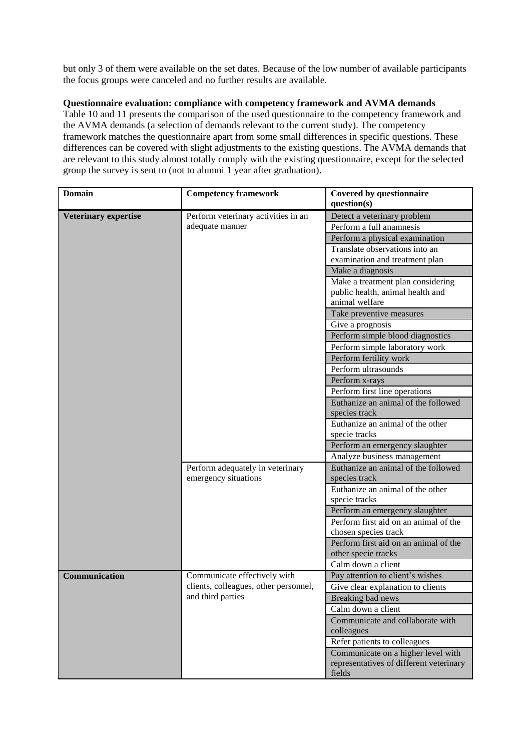but only 3 of them were available on the set dates. Because of the low number of available participants the focus groups were canceled and no further results are available.

**Questionnaire evaluation: compliance with competency framework and AVMA demands**

Table 10 and 11 presents the comparison of the used questionnaire to the competency framework and the AVMA demands (a selection of demands relevant to the current study). The competency framework matches the questionnaire apart from some small differences in specific questions. These differences can be covered with slight adjustments to the existing questions. The AVMA demands that are relevant to this study almost totally comply with the existing questionnaire, except for the selected group the survey is sent to (not to alumni 1 year after graduation).

| Domain | Competency framework | Covered by questionnaire question(s) |
|---|---|---|
| **Veterinary expertise** | Perform veterinary activities in an adequate manner | Detect a veterinary problem |
| | | Perform a full anamnesis |
| | | Perform a physical examination |
| | | Translate observations into an examination and treatment plan |
| | | Make a diagnosis |
| | | Make a treatment plan considering public health, animal health and animal welfare |
| | | Take preventive measures |
| | | Give a prognosis |
| | | Perform simple blood diagnostics |
| | | Perform simple laboratory work |
| | | Perform fertility work |
| | | Perform ultrasounds |
| | | Perform x-rays |
| | | Perform first line operations |
| | | Euthanize an animal of the followed species track |
| | | Euthanize an animal of the other specie tracks |
| | | Perform an emergency slaughter |
| | | Analyze business management |
| | Perform adequately in veterinary emergency situations | Euthanize an animal of the followed species track |
| | | Euthanize an animal of the other specie tracks |
| | | Perform an emergency slaughter |
| | | Perform first aid on an animal of the chosen species track |
| | | Perform first aid on an animal of the other specie tracks |
| | | Calm down a client |
| **Communication** | Communicate effectively with clients, colleagues, other personnel, and third parties | Pay attention to client's wishes |
| | | Give clear explanation to clients |
| | | Breaking bad news |
| | | Calm down a client |
| | | Communicate and collaborate with colleagues |
| | | Refer patients to colleagues |
| | | Communicate on a higher level with representatives of different veterinary fields |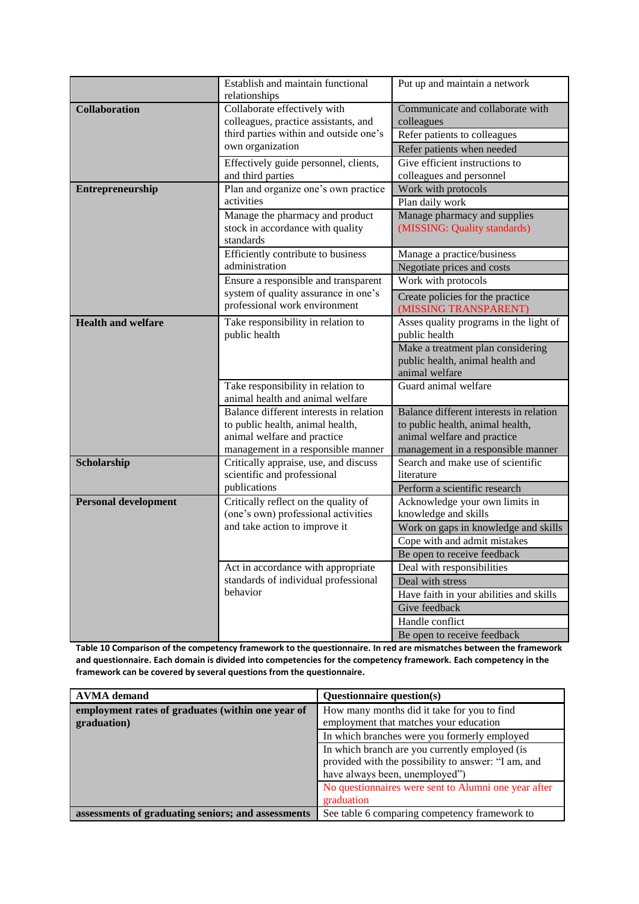| | | |
|---|---|---|
| | Establish and maintain functional relationships | Put up and maintain a network |
| **Collaboration** | Collaborate effectively with colleagues, practice assistants, and third parties within and outside one's own organization | Communicate and collaborate with colleagues |
| | | Refer patients to colleagues |
| | | Refer patients when needed |
| | Effectively guide personnel, clients, and third parties | Give efficient instructions to colleagues and personnel |
| **Entrepreneurship** | Plan and organize one's own practice activities | Work with protocols |
| | | Plan daily work |
| | Manage the pharmacy and product stock in accordance with quality standards | Manage pharmacy and supplies (MISSING: Quality standards) |
| | Efficiently contribute to business administration | Manage a practice/business |
| | | Negotiate prices and costs |
| | Ensure a responsible and transparent system of quality assurance in one's professional work environment | Work with protocols |
| | | Create policies for the practice (MISSING TRANSPARENT) |
| **Health and welfare** | Take responsibility in relation to public health | Asses quality programs in the light of public health |
| | | Make a treatment plan considering public health, animal health and animal welfare |
| | Take responsibility in relation to animal health and animal welfare | Guard animal welfare |
| | Balance different interests in relation to public health, animal health, animal welfare and practice management in a responsible manner | Balance different interests in relation to public health, animal health, animal welfare and practice management in a responsible manner |
| **Scholarship** | Critically appraise, use, and discuss scientific and professional publications | Search and make use of scientific literature |
| | | Perform a scientific research |
| **Personal development** | Critically reflect on the quality of (one's own) professional activities and take action to improve it | Acknowledge your own limits in knowledge and skills |
| | | Work on gaps in knowledge and skills |
| | | Cope with and admit mistakes |
| | | Be open to receive feedback |
| | Act in accordance with appropriate standards of individual professional behavior | Deal with responsibilities |
| | | Deal with stress |
| | | Have faith in your abilities and skills |
| | | Give feedback |
| | | Handle conflict |
| | | Be open to receive feedback |

**Table 10 Comparison of the competency framework to the questionnaire. In red are mismatches between the framework and questionnaire. Each domain is divided into competencies for the competency framework. Each competency in the framework can be covered by several questions from the questionnaire.**

| AVMA demand | Questionnaire question(s) |
|---|---|
| **employment rates of graduates (within one year of graduation)** | How many months did it take for you to find employment that matches your education |
| | In which branches were you formerly employed |
| | In which branch are you currently employed (is provided with the possibility to answer: "I am, and have always been, unemployed") |
| | No questionnaires were sent to Alumni one year after graduation |
| **assessments of graduating seniors; and assessments** | See table 6 comparing competency framework to |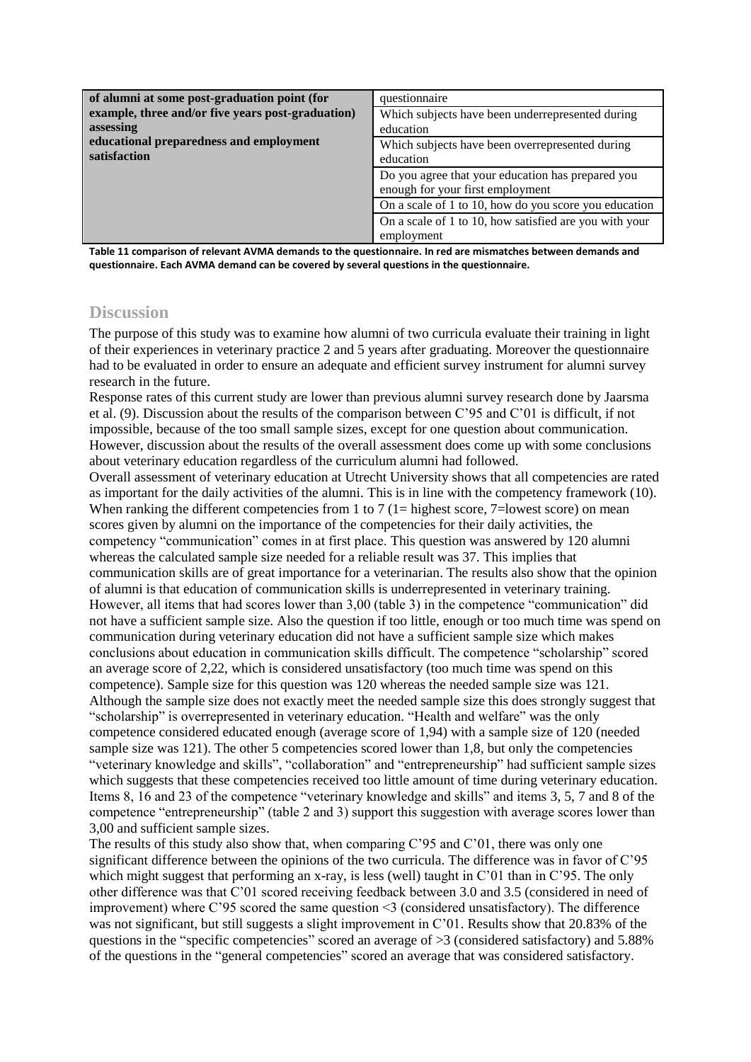| of alumni at some post-graduation point (for example, three and/or five years post-graduation) assessing educational preparedness and employment satisfaction | questionnaire |
|---|---|
| | Which subjects have been underrepresented during education |
| | Which subjects have been overrepresented during education |
| | Do you agree that your education has prepared you enough for your first employment |
| | On a scale of 1 to 10, how do you score you education |
| | On a scale of 1 to 10, how satisfied are you with your employment |

**Table 11 comparison of relevant AVMA demands to the questionnaire. In red are mismatches between demands and questionnaire. Each AVMA demand can be covered by several questions in the questionnaire.**

## Discussion

The purpose of this study was to examine how alumni of two curricula evaluate their training in light of their experiences in veterinary practice 2 and 5 years after graduating. Moreover the questionnaire had to be evaluated in order to ensure an adequate and efficient survey instrument for alumni survey research in the future.

Response rates of this current study are lower than previous alumni survey research done by Jaarsma et al. (9). Discussion about the results of the comparison between C'95 and C'01 is difficult, if not impossible, because of the too small sample sizes, except for one question about communication. However, discussion about the results of the overall assessment does come up with some conclusions about veterinary education regardless of the curriculum alumni had followed.

Overall assessment of veterinary education at Utrecht University shows that all competencies are rated as important for the daily activities of the alumni. This is in line with the competency framework (10). When ranking the different competencies from 1 to 7 (1= highest score, 7=lowest score) on mean scores given by alumni on the importance of the competencies for their daily activities, the competency "communication" comes in at first place. This question was answered by 120 alumni whereas the calculated sample size needed for a reliable result was 37. This implies that communication skills are of great importance for a veterinarian. The results also show that the opinion of alumni is that education of communication skills is underrepresented in veterinary training. However, all items that had scores lower than 3,00 (table 3) in the competence "communication" did not have a sufficient sample size. Also the question if too little, enough or too much time was spend on communication during veterinary education did not have a sufficient sample size which makes conclusions about education in communication skills difficult. The competence "scholarship" scored an average score of 2,22, which is considered unsatisfactory (too much time was spend on this competence). Sample size for this question was 120 whereas the needed sample size was 121. Although the sample size does not exactly meet the needed sample size this does strongly suggest that "scholarship" is overrepresented in veterinary education. "Health and welfare" was the only competence considered educated enough (average score of 1,94) with a sample size of 120 (needed sample size was 121). The other 5 competencies scored lower than 1,8, but only the competencies "veterinary knowledge and skills", "collaboration" and "entrepreneurship" had sufficient sample sizes which suggests that these competencies received too little amount of time during veterinary education. Items 8, 16 and 23 of the competence "veterinary knowledge and skills" and items 3, 5, 7 and 8 of the competence "entrepreneurship" (table 2 and 3) support this suggestion with average scores lower than 3,00 and sufficient sample sizes.

The results of this study also show that, when comparing C'95 and C'01, there was only one significant difference between the opinions of the two curricula. The difference was in favor of C'95 which might suggest that performing an x-ray, is less (well) taught in C'01 than in C'95. The only other difference was that C'01 scored receiving feedback between 3.0 and 3.5 (considered in need of improvement) where C'95 scored the same question <3 (considered unsatisfactory). The difference was not significant, but still suggests a slight improvement in C'01. Results show that 20.83% of the questions in the "specific competencies" scored an average of >3 (considered satisfactory) and 5.88% of the questions in the "general competencies" scored an average that was considered satisfactory.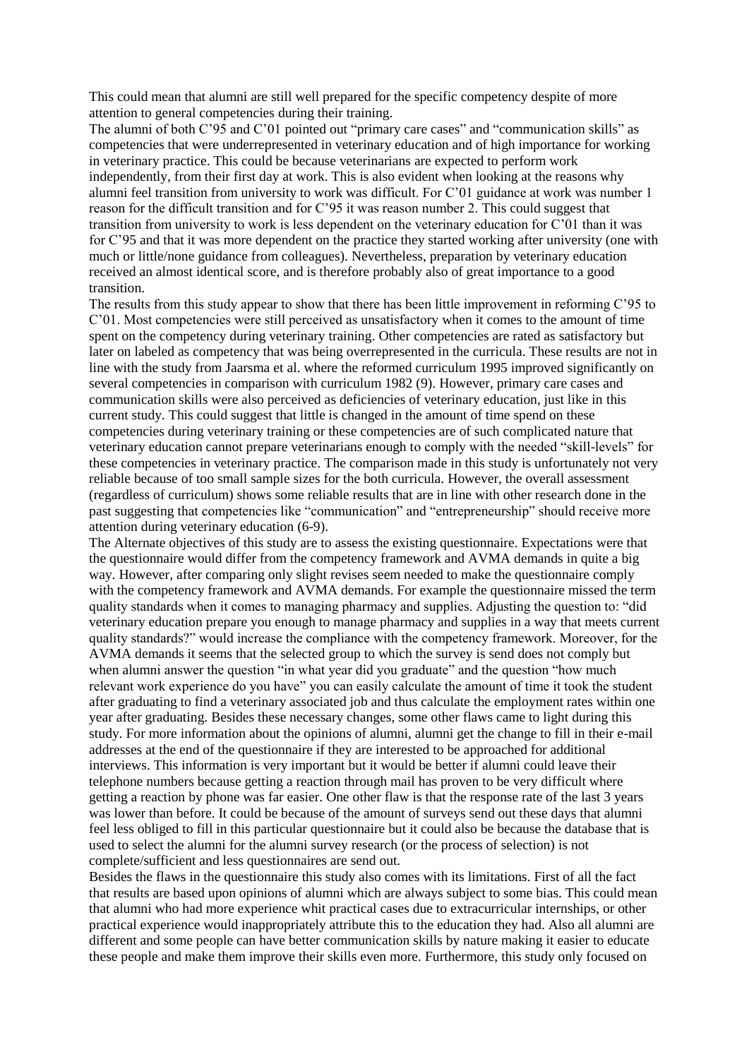This could mean that alumni are still well prepared for the specific competency despite of more attention to general competencies during their training.

The alumni of both C'95 and C'01 pointed out "primary care cases" and "communication skills" as competencies that were underrepresented in veterinary education and of high importance for working in veterinary practice. This could be because veterinarians are expected to perform work independently, from their first day at work. This is also evident when looking at the reasons why alumni feel transition from university to work was difficult. For C'01 guidance at work was number 1 reason for the difficult transition and for C'95 it was reason number 2. This could suggest that transition from university to work is less dependent on the veterinary education for C'01 than it was for C'95 and that it was more dependent on the practice they started working after university (one with much or little/none guidance from colleagues). Nevertheless, preparation by veterinary education received an almost identical score, and is therefore probably also of great importance to a good transition.

The results from this study appear to show that there has been little improvement in reforming C'95 to C'01. Most competencies were still perceived as unsatisfactory when it comes to the amount of time spent on the competency during veterinary training. Other competencies are rated as satisfactory but later on labeled as competency that was being overrepresented in the curricula. These results are not in line with the study from Jaarsma et al. where the reformed curriculum 1995 improved significantly on several competencies in comparison with curriculum 1982 (9). However, primary care cases and communication skills were also perceived as deficiencies of veterinary education, just like in this current study. This could suggest that little is changed in the amount of time spend on these competencies during veterinary training or these competencies are of such complicated nature that veterinary education cannot prepare veterinarians enough to comply with the needed "skill-levels" for these competencies in veterinary practice. The comparison made in this study is unfortunately not very reliable because of too small sample sizes for the both curricula. However, the overall assessment (regardless of curriculum) shows some reliable results that are in line with other research done in the past suggesting that competencies like "communication" and "entrepreneurship" should receive more attention during veterinary education (6-9).

The Alternate objectives of this study are to assess the existing questionnaire. Expectations were that the questionnaire would differ from the competency framework and AVMA demands in quite a big way. However, after comparing only slight revises seem needed to make the questionnaire comply with the competency framework and AVMA demands. For example the questionnaire missed the term quality standards when it comes to managing pharmacy and supplies. Adjusting the question to: "did veterinary education prepare you enough to manage pharmacy and supplies in a way that meets current quality standards?" would increase the compliance with the competency framework. Moreover, for the AVMA demands it seems that the selected group to which the survey is send does not comply but when alumni answer the question "in what year did you graduate" and the question "how much relevant work experience do you have" you can easily calculate the amount of time it took the student after graduating to find a veterinary associated job and thus calculate the employment rates within one year after graduating. Besides these necessary changes, some other flaws came to light during this study. For more information about the opinions of alumni, alumni get the change to fill in their e-mail addresses at the end of the questionnaire if they are interested to be approached for additional interviews. This information is very important but it would be better if alumni could leave their telephone numbers because getting a reaction through mail has proven to be very difficult where getting a reaction by phone was far easier. One other flaw is that the response rate of the last 3 years was lower than before. It could be because of the amount of surveys send out these days that alumni feel less obliged to fill in this particular questionnaire but it could also be because the database that is used to select the alumni for the alumni survey research (or the process of selection) is not complete/sufficient and less questionnaires are send out.

Besides the flaws in the questionnaire this study also comes with its limitations. First of all the fact that results are based upon opinions of alumni which are always subject to some bias. This could mean that alumni who had more experience whit practical cases due to extracurricular internships, or other practical experience would inappropriately attribute this to the education they had. Also all alumni are different and some people can have better communication skills by nature making it easier to educate these people and make them improve their skills even more. Furthermore, this study only focused on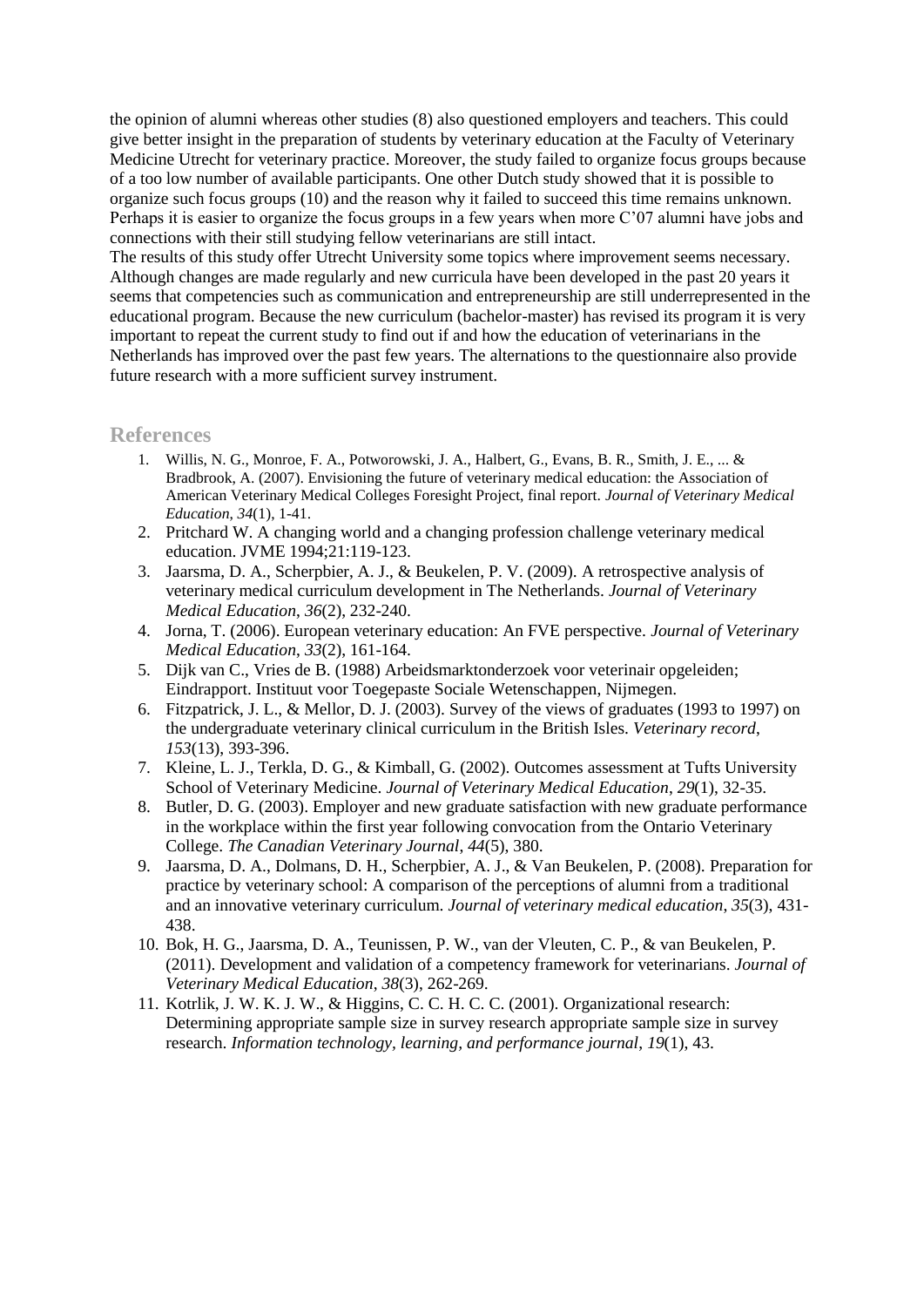the opinion of alumni whereas other studies (8) also questioned employers and teachers. This could give better insight in the preparation of students by veterinary education at the Faculty of Veterinary Medicine Utrecht for veterinary practice. Moreover, the study failed to organize focus groups because of a too low number of available participants. One other Dutch study showed that it is possible to organize such focus groups (10) and the reason why it failed to succeed this time remains unknown. Perhaps it is easier to organize the focus groups in a few years when more C'07 alumni have jobs and connections with their still studying fellow veterinarians are still intact.

The results of this study offer Utrecht University some topics where improvement seems necessary. Although changes are made regularly and new curricula have been developed in the past 20 years it seems that competencies such as communication and entrepreneurship are still underrepresented in the educational program. Because the new curriculum (bachelor-master) has revised its program it is very important to repeat the current study to find out if and how the education of veterinarians in the Netherlands has improved over the past few years. The alternations to the questionnaire also provide future research with a more sufficient survey instrument.

## References

1. Willis, N. G., Monroe, F. A., Potworowski, J. A., Halbert, G., Evans, B. R., Smith, J. E., ... & Bradbrook, A. (2007). Envisioning the future of veterinary medical education: the Association of American Veterinary Medical Colleges Foresight Project, final report. *Journal of Veterinary Medical Education*, *34*(1), 1-41.
2. Pritchard W. A changing world and a changing profession challenge veterinary medical education. JVME 1994;21:119-123.
3. Jaarsma, D. A., Scherpbier, A. J., & Beukelen, P. V. (2009). A retrospective analysis of veterinary medical curriculum development in The Netherlands. *Journal of Veterinary Medical Education*, *36*(2), 232-240.
4. Jorna, T. (2006). European veterinary education: An FVE perspective. *Journal of Veterinary Medical Education*, *33*(2), 161-164.
5. Dijk van C., Vries de B. (1988) Arbeidsmarktonderzoek voor veterinair opgeleiden; Eindrapport. Instituut voor Toegepaste Sociale Wetenschappen, Nijmegen.
6. Fitzpatrick, J. L., & Mellor, D. J. (2003). Survey of the views of graduates (1993 to 1997) on the undergraduate veterinary clinical curriculum in the British Isles. *Veterinary record*, *153*(13), 393-396.
7. Kleine, L. J., Terkla, D. G., & Kimball, G. (2002). Outcomes assessment at Tufts University School of Veterinary Medicine. *Journal of Veterinary Medical Education*, *29*(1), 32-35.
8. Butler, D. G. (2003). Employer and new graduate satisfaction with new graduate performance in the workplace within the first year following convocation from the Ontario Veterinary College. *The Canadian Veterinary Journal*, *44*(5), 380.
9. Jaarsma, D. A., Dolmans, D. H., Scherpbier, A. J., & Van Beukelen, P. (2008). Preparation for practice by veterinary school: A comparison of the perceptions of alumni from a traditional and an innovative veterinary curriculum. *Journal of veterinary medical education*, *35*(3), 431-438.
10. Bok, H. G., Jaarsma, D. A., Teunissen, P. W., van der Vleuten, C. P., & van Beukelen, P. (2011). Development and validation of a competency framework for veterinarians. *Journal of Veterinary Medical Education*, *38*(3), 262-269.
11. Kotrlik, J. W. K. J. W., & Higgins, C. C. H. C. C. (2001). Organizational research: Determining appropriate sample size in survey research appropriate sample size in survey research. *Information technology, learning, and performance journal*, *19*(1), 43.